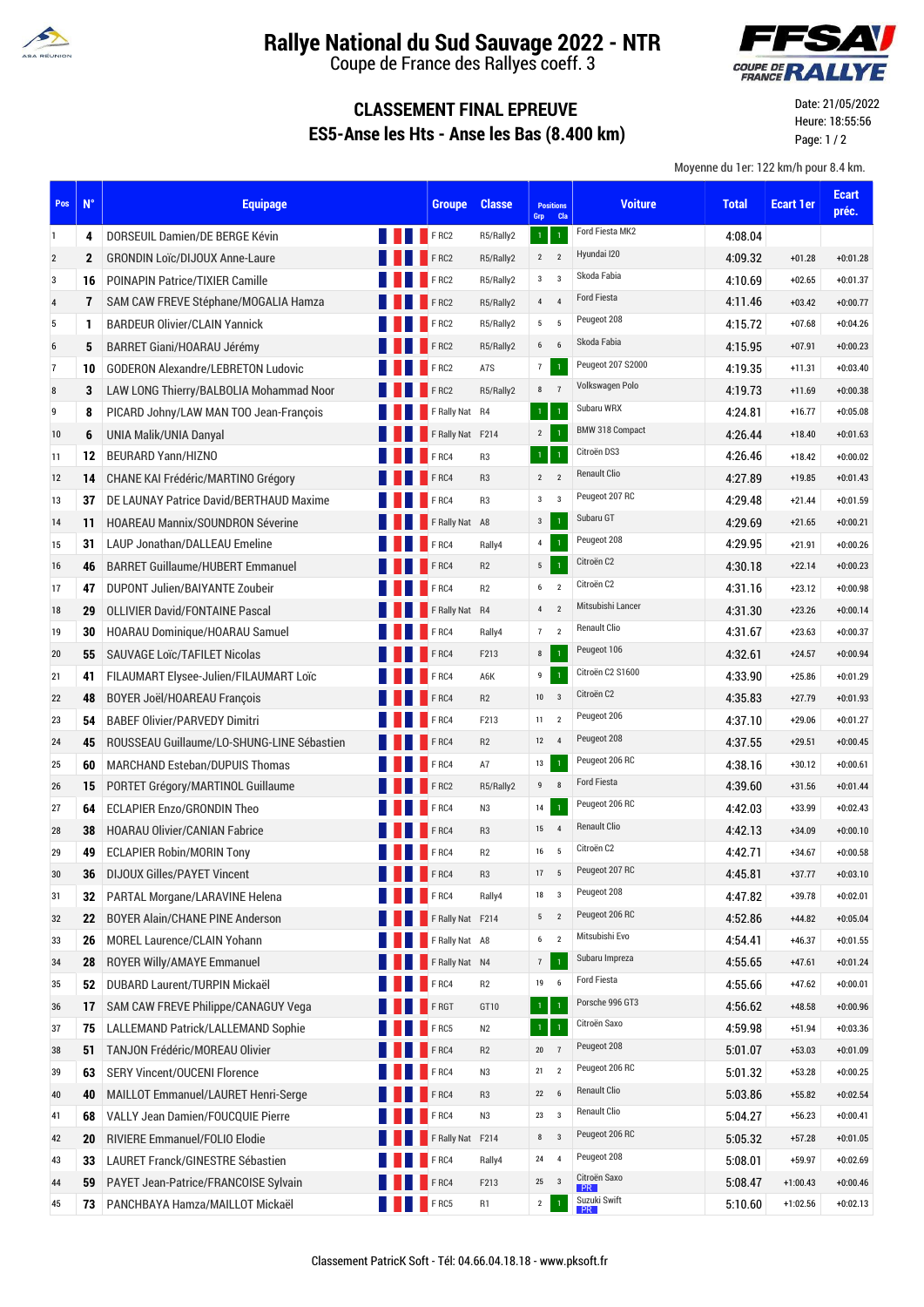# Rallye National du Sud Sauvage 2022 - NTR

Coupe de France des Rallyes coeff. 3

## CLASSEMENT FINAL EPREUVE

## ES5-Anse les Hts - Anse les Bas (8.400 km)

Date: 21/05/2022
Heure: 18:55:56

Moyenne du 1er: 122 km/h pour 8.4 km.

| Pos | N° | Equipage | Groupe | Classe | Positions Grp | Positions Cla | Voiture | Total | Ecart 1er | Ecart préc. |
|---|---|---|---|---|---|---|---|---|---|---|
| 1 | 4 | DORSEUIL Damien/DE BERGE Kévin | F RC2 | R5/Rally2 | 1 | 1 | Ford Fiesta MK2 | 4:08.04 | | |
| 2 | 2 | GRONDIN Loïc/DIJOUX Anne-Laure | F RC2 | R5/Rally2 | 2 | 2 | Hyundai I20 | 4:09.32 | +01.28 | +0:01.28 |
| 3 | 16 | POINAPIN Patrice/TIXIER Camille | F RC2 | R5/Rally2 | 3 | 3 | Skoda Fabia | 4:10.69 | +02.65 | +0:01.37 |
| 4 | 7 | SAM CAW FREVE Stéphane/MOGALIA Hamza | F RC2 | R5/Rally2 | 4 | 4 | Ford Fiesta | 4:11.46 | +03.42 | +0:00.77 |
| 5 | 1 | BARDEUR Olivier/CLAIN Yannick | F RC2 | R5/Rally2 | 5 | 5 | Peugeot 208 | 4:15.72 | +07.68 | +0:04.26 |
| 6 | 5 | BARRET Giani/HOARAU Jérémy | F RC2 | R5/Rally2 | 6 | 6 | Skoda Fabia | 4:15.95 | +07.91 | +0:00.23 |
| 7 | 10 | GODERON Alexandre/LEBRETON Ludovic | F RC2 | A7S | 7 | 1 | Peugeot 207 S2000 | 4:19.35 | +11.31 | +0:03.40 |
| 8 | 3 | LAW LONG Thierry/BALBOLIA Mohammad Noor | F RC2 | R5/Rally2 | 8 | 7 | Volkswagen Polo | 4:19.73 | +11.69 | +0:00.38 |
| 9 | 8 | PICARD Johny/LAW MAN TOO Jean-François | F Rally Nat | R4 | 1 | 1 | Subaru WRX | 4:24.81 | +16.77 | +0:05.08 |
| 10 | 6 | UNIA Malik/UNIA Danyal | F Rally Nat | F214 | 2 | 1 | BMW 318 Compact | 4:26.44 | +18.40 | +0:01.63 |
| 11 | 12 | BEURARD Yann/HIZNO | F RC4 | R3 | 1 | 1 | Citroën DS3 | 4:26.46 | +18.42 | +0:00.02 |
| 12 | 14 | CHANE KAI Frédéric/MARTINO Grégory | F RC4 | R3 | 2 | 2 | Renault Clio | 4:27.89 | +19.85 | +0:01.43 |
| 13 | 37 | DE LAUNAY Patrice David/BERTHAUD Maxime | F RC4 | R3 | 3 | 3 | Peugeot 207 RC | 4:29.48 | +21.44 | +0:01.59 |
| 14 | 11 | HOAREAU Mannix/SOUNDRON Séverine | F Rally Nat | A8 | 3 | 1 | Subaru GT | 4:29.69 | +21.65 | +0:00.21 |
| 15 | 31 | LAUP Jonathan/DALLEAU Emeline | F RC4 | Rally4 | 4 | 1 | Peugeot 208 | 4:29.95 | +21.91 | +0:00.26 |
| 16 | 46 | BARRET Guillaume/HUBERT Emmanuel | F RC4 | R2 | 5 | 1 | Citroën C2 | 4:30.18 | +22.14 | +0:00.23 |
| 17 | 47 | DUPONT Julien/BAIYANTE Zoubeir | F RC4 | R2 | 6 | 2 | Citroën C2 | 4:31.16 | +23.12 | +0:00.98 |
| 18 | 29 | OLLIVIER David/FONTAINE Pascal | F Rally Nat | R4 | 4 | 2 | Mitsubishi Lancer | 4:31.30 | +23.26 | +0:00.14 |
| 19 | 30 | HOARAU Dominique/HOARAU Samuel | F RC4 | Rally4 | 7 | 2 | Renault Clio | 4:31.67 | +23.63 | +0:00.37 |
| 20 | 55 | SAUVAGE Loïc/TAFILET Nicolas | F RC4 | F213 | 8 | 1 | Peugeot 106 | 4:32.61 | +24.57 | +0:00.94 |
| 21 | 41 | FILAUMART Elysee-Julien/FILAUMART Loïc | F RC4 | A6K | 9 | 1 | Citroën C2 S1600 | 4:33.90 | +25.86 | +0:01.29 |
| 22 | 48 | BOYER Joël/HOAREAU François | F RC4 | R2 | 10 | 3 | Citroën C2 | 4:35.83 | +27.79 | +0:01.93 |
| 23 | 54 | BABEF Olivier/PARVEDY Dimitri | F RC4 | F213 | 11 | 2 | Peugeot 206 | 4:37.10 | +29.06 | +0:01.27 |
| 24 | 45 | ROUSSEAU Guillaume/LO-SHUNG-LINE Sébastien | F RC4 | R2 | 12 | 4 | Peugeot 208 | 4:37.55 | +29.51 | +0:00.45 |
| 25 | 60 | MARCHAND Esteban/DUPUIS Thomas | F RC4 | A7 | 13 | 1 | Peugeot 206 RC | 4:38.16 | +30.12 | +0:00.61 |
| 26 | 15 | PORTET Grégory/MARTINOL Guillaume | F RC2 | R5/Rally2 | 9 | 8 | Ford Fiesta | 4:39.60 | +31.56 | +0:01.44 |
| 27 | 64 | ECLAPIER Enzo/GRONDIN Theo | F RC4 | N3 | 14 | 1 | Peugeot 206 RC | 4:42.03 | +33.99 | +0:02.43 |
| 28 | 38 | HOARAU Olivier/CANIAN Fabrice | F RC4 | R3 | 15 | 4 | Renault Clio | 4:42.13 | +34.09 | +0:00.10 |
| 29 | 49 | ECLAPIER Robin/MORIN Tony | F RC4 | R2 | 16 | 5 | Citroën C2 | 4:42.71 | +34.67 | +0:00.58 |
| 30 | 36 | DIJOUX Gilles/PAYET Vincent | F RC4 | R3 | 17 | 5 | Peugeot 207 RC | 4:45.81 | +37.77 | +0:03.10 |
| 31 | 32 | PARTAL Morgane/LARAVINE Helena | F RC4 | Rally4 | 18 | 3 | Peugeot 208 | 4:47.82 | +39.78 | +0:02.01 |
| 32 | 22 | BOYER Alain/CHANE PINE Anderson | F Rally Nat | F214 | 5 | 2 | Peugeot 206 RC | 4:52.86 | +44.82 | +0:05.04 |
| 33 | 26 | MOREL Laurence/CLAIN Yohann | F Rally Nat | A8 | 6 | 2 | Mitsubishi Evo | 4:54.41 | +46.37 | +0:01.55 |
| 34 | 28 | ROYER Willy/AMAYE Emmanuel | F Rally Nat | N4 | 7 | 1 | Subaru Impreza | 4:55.65 | +47.61 | +0:01.24 |
| 35 | 52 | DUBARD Laurent/TURPIN Mickaël | F RC4 | R2 | 19 | 6 | Ford Fiesta | 4:55.66 | +47.62 | +0:00.01 |
| 36 | 17 | SAM CAW FREVE Philippe/CANAGUY Vega | F RGT | GT10 | 1 | 1 | Porsche 996 GT3 | 4:56.62 | +48.58 | +0:00.96 |
| 37 | 75 | LALLEMAND Patrick/LALLEMAND Sophie | F RC5 | N2 | 1 | 1 | Citroën Saxo | 4:59.98 | +51.94 | +0:03.36 |
| 38 | 51 | TANJON Frédéric/MOREAU Olivier | F RC4 | R2 | 20 | 7 | Peugeot 208 | 5:01.07 | +53.03 | +0:01.09 |
| 39 | 63 | SERY Vincent/OUCENI Florence | F RC4 | N3 | 21 | 2 | Peugeot 206 RC | 5:01.32 | +53.28 | +0:00.25 |
| 40 | 40 | MAILLOT Emmanuel/LAURET Henri-Serge | F RC4 | R3 | 22 | 6 | Renault Clio | 5:03.86 | +55.82 | +0:02.54 |
| 41 | 68 | VALLY Jean Damien/FOUCQUIE Pierre | F RC4 | N3 | 23 | 3 | Renault Clio | 5:04.27 | +56.23 | +0:00.41 |
| 42 | 20 | RIVIERE Emmanuel/FOLIO Elodie | F Rally Nat | F214 | 8 | 3 | Peugeot 206 RC | 5:05.32 | +57.28 | +0:01.05 |
| 43 | 33 | LAURET Franck/GINESTRE Sébastien | F RC4 | Rally4 | 24 | 4 | Peugeot 208 | 5:08.01 | +59.97 | +0:02.69 |
| 44 | 59 | PAYET Jean-Patrice/FRANCOISE Sylvain | F RC4 | F213 | 25 | 3 | Citroën Saxo PR | 5:08.47 | +1:00.43 | +0:00.46 |
| 45 | 73 | PANCHBAYA Hamza/MAILLOT Mickaël | F RC5 | R1 | 2 | 1 | Suzuki Swift PR | 5:10.60 | +1:02.56 | +0:02.13 |

Classement PatricK Soft - Tél: 04.66.04.18.18 - www.pksoft.fr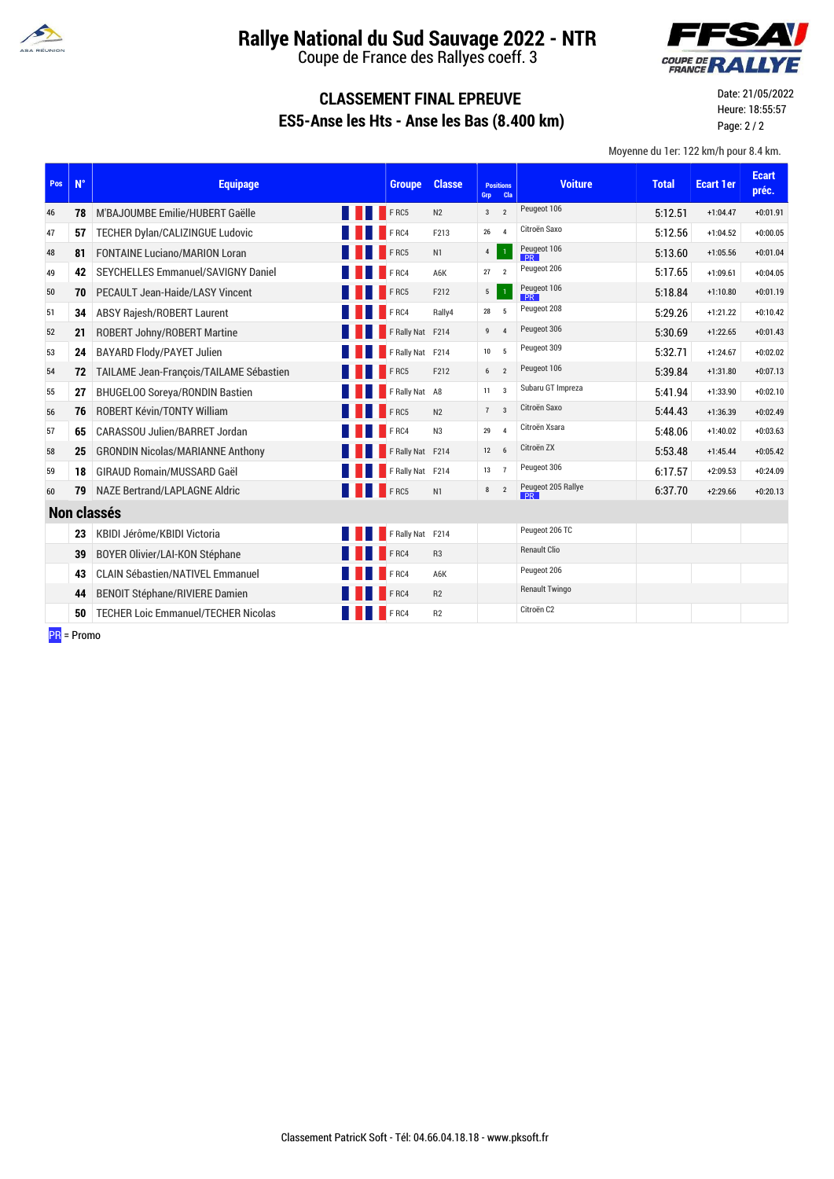# Rallye National du Sud Sauvage 2022 - NTR

Coupe de France des Rallyes coeff. 3

## CLASSEMENT FINAL EPREUVE

## ES5-Anse les Hts - Anse les Bas (8.400 km)

Date: 21/05/2022
Heure: 18:55:57
Page: 2 / 2

Moyenne du 1er: 122 km/h pour 8.4 km.

| Pos | N° | Equipage | Groupe | Classe | Positions Grp | Positions Cla | Voiture | Total | Ecart 1er | Ecart préc. |
|---|---|---|---|---|---|---|---|---|---|---|
| 46 | 78 | M'BAJOUMBE Emilie/HUBERT Gaëlle | F RC5 | N2 | 3 | 2 | Peugeot 106 | 5:12.51 | +1:04.47 | +0:01.91 |
| 47 | 57 | TECHER Dylan/CALIZINGUE Ludovic | F RC4 | F213 | 26 | 4 | Citroën Saxo | 5:12.56 | +1:04.52 | +0:00.05 |
| 48 | 81 | FONTAINE Luciano/MARION Loran | F RC5 | N1 | 4 | 1 | Peugeot 106 PR | 5:13.60 | +1:05.56 | +0:01.04 |
| 49 | 42 | SEYCHELLES Emmanuel/SAVIGNY Daniel | F RC4 | A6K | 27 | 2 | Peugeot 206 | 5:17.65 | +1:09.61 | +0:04.05 |
| 50 | 70 | PECAULT Jean-Haide/LASY Vincent | F RC5 | F212 | 5 | 1 | Peugeot 106 PR | 5:18.84 | +1:10.80 | +0:01.19 |
| 51 | 34 | ABSY Rajesh/ROBERT Laurent | F RC4 | Rally4 | 28 | 5 | Peugeot 208 | 5:29.26 | +1:21.22 | +0:10.42 |
| 52 | 21 | ROBERT Johny/ROBERT Martine | F Rally Nat | F214 | 9 | 4 | Peugeot 306 | 5:30.69 | +1:22.65 | +0:01.43 |
| 53 | 24 | BAYARD Flody/PAYET Julien | F Rally Nat | F214 | 10 | 5 | Peugeot 309 | 5:32.71 | +1:24.67 | +0:02.02 |
| 54 | 72 | TAILAME Jean-François/TAILAME Sébastien | F RC5 | F212 | 6 | 2 | Peugeot 106 | 5:39.84 | +1:31.80 | +0:07.13 |
| 55 | 27 | BHUGELOO Soreya/RONDIN Bastien | F Rally Nat | A8 | 11 | 3 | Subaru GT Impreza | 5:41.94 | +1:33.90 | +0:02.10 |
| 56 | 76 | ROBERT Kévin/TONTY William | F RC5 | N2 | 7 | 3 | Citroën Saxo | 5:44.43 | +1:36.39 | +0:02.49 |
| 57 | 65 | CARASSOU Julien/BARRET Jordan | F RC4 | N3 | 29 | 4 | Citroën Xsara | 5:48.06 | +1:40.02 | +0:03.63 |
| 58 | 25 | GRONDIN Nicolas/MARIANNE Anthony | F Rally Nat | F214 | 12 | 6 | Citroën ZX | 5:53.48 | +1:45.44 | +0:05.42 |
| 59 | 18 | GIRAUD Romain/MUSSARD Gaël | F Rally Nat | F214 | 13 | 7 | Peugeot 306 | 6:17.57 | +2:09.53 | +0:24.09 |
| 60 | 79 | NAZE Bertrand/LAPLAGNE Aldric | F RC5 | N1 | 8 | 2 | Peugeot 205 Rallye PR | 6:37.70 | +2:29.66 | +0:20.13 |
| **Non classés** | | | | | | | | | | |
| | 23 | KBIDI Jérôme/KBIDI Victoria | F Rally Nat | F214 | | | Peugeot 206 TC | | | |
| | 39 | BOYER Olivier/LAI-KON Stéphane | F RC4 | R3 | | | Renault Clio | | | |
| | 43 | CLAIN Sébastien/NATIVEL Emmanuel | F RC4 | A6K | | | Peugeot 206 | | | |
| | 44 | BENOIT Stéphane/RIVIERE Damien | F RC4 | R2 | | | Renault Twingo | | | |
| | 50 | TECHER Loic Emmanuel/TECHER Nicolas | F RC4 | R2 | | | Citroën C2 | | | |

PR = Promo

Classement PatricK Soft - Tél: 04.66.04.18.18 - www.pksoft.fr